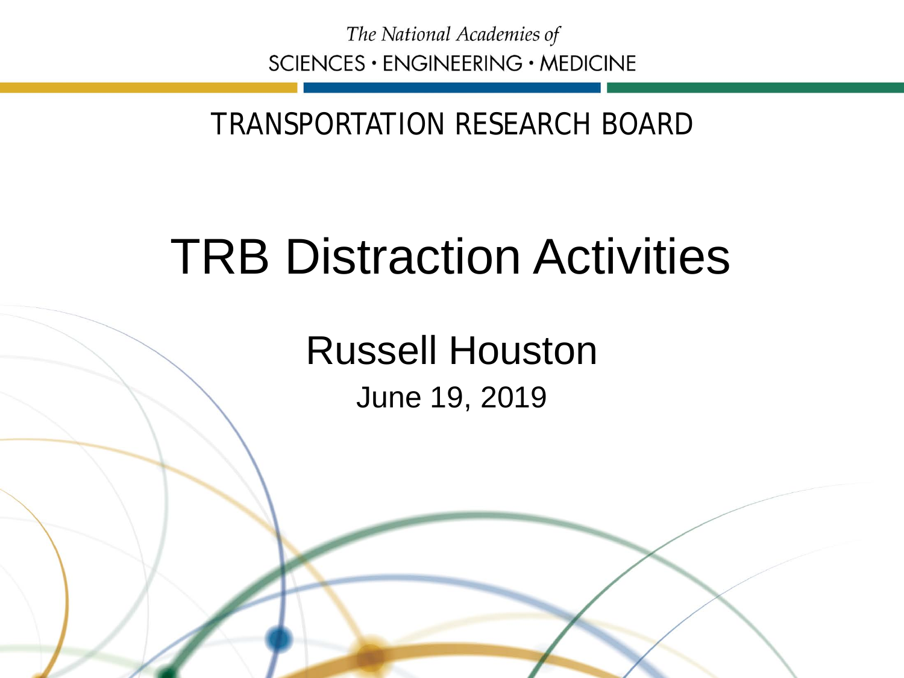The National Academies of
SCIENCES · ENGINEERING · MEDICINE

TRANSPORTATION RESEARCH BOARD

# TRB Distraction Activities

## Russell Houston

June 19, 2019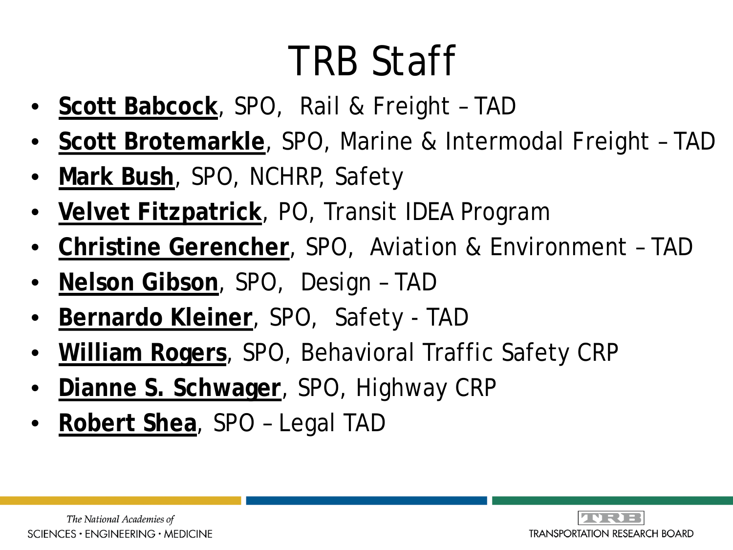# TRB Staff

- **Scott Babcock**, SPO,  Rail & Freight – TAD
- **Scott Brotemarkle**, SPO, Marine & Intermodal Freight – TAD
- **Mark Bush**, SPO, NCHRP, Safety
- **Velvet Fitzpatrick**, PO, Transit IDEA Program
- **Christine Gerencher**, SPO,  Aviation & Environment – TAD
- **Nelson Gibson**, SPO,  Design – TAD
- **Bernardo Kleiner**, SPO,  Safety - TAD
- **William Rogers**, SPO, Behavioral Traffic Safety CRP
- **Dianne S. Schwager**, SPO, Highway CRP
- **Robert Shea**, SPO – Legal TAD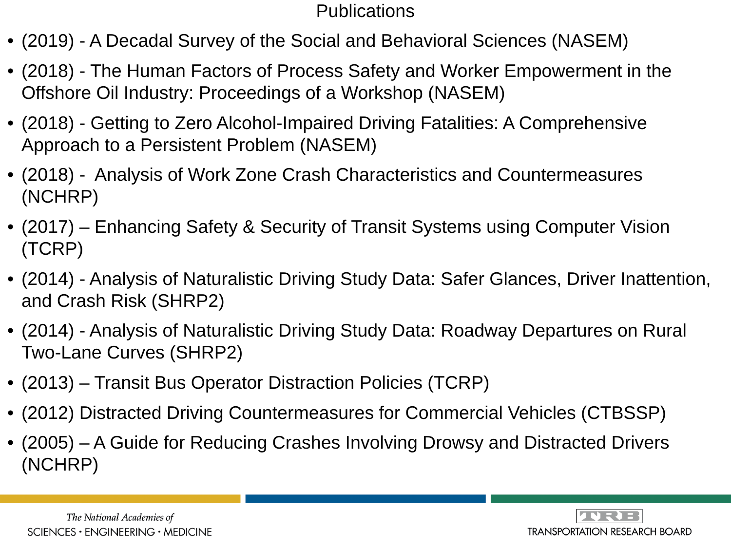# Publications

- (2019) - A Decadal Survey of the Social and Behavioral Sciences (NASEM)
- (2018) - The Human Factors of Process Safety and Worker Empowerment in the Offshore Oil Industry: Proceedings of a Workshop (NASEM)
- (2018) - Getting to Zero Alcohol-Impaired Driving Fatalities: A Comprehensive Approach to a Persistent Problem (NASEM)
- (2018) - Analysis of Work Zone Crash Characteristics and Countermeasures (NCHRP)
- (2017) – Enhancing Safety & Security of Transit Systems using Computer Vision (TCRP)
- (2014) - Analysis of Naturalistic Driving Study Data: Safer Glances, Driver Inattention, and Crash Risk (SHRP2)
- (2014) - Analysis of Naturalistic Driving Study Data: Roadway Departures on Rural Two-Lane Curves (SHRP2)
- (2013) – Transit Bus Operator Distraction Policies (TCRP)
- (2012) Distracted Driving Countermeasures for Commercial Vehicles (CTBSSP)
- (2005) – A Guide for Reducing Crashes Involving Drowsy and Distracted Drivers (NCHRP)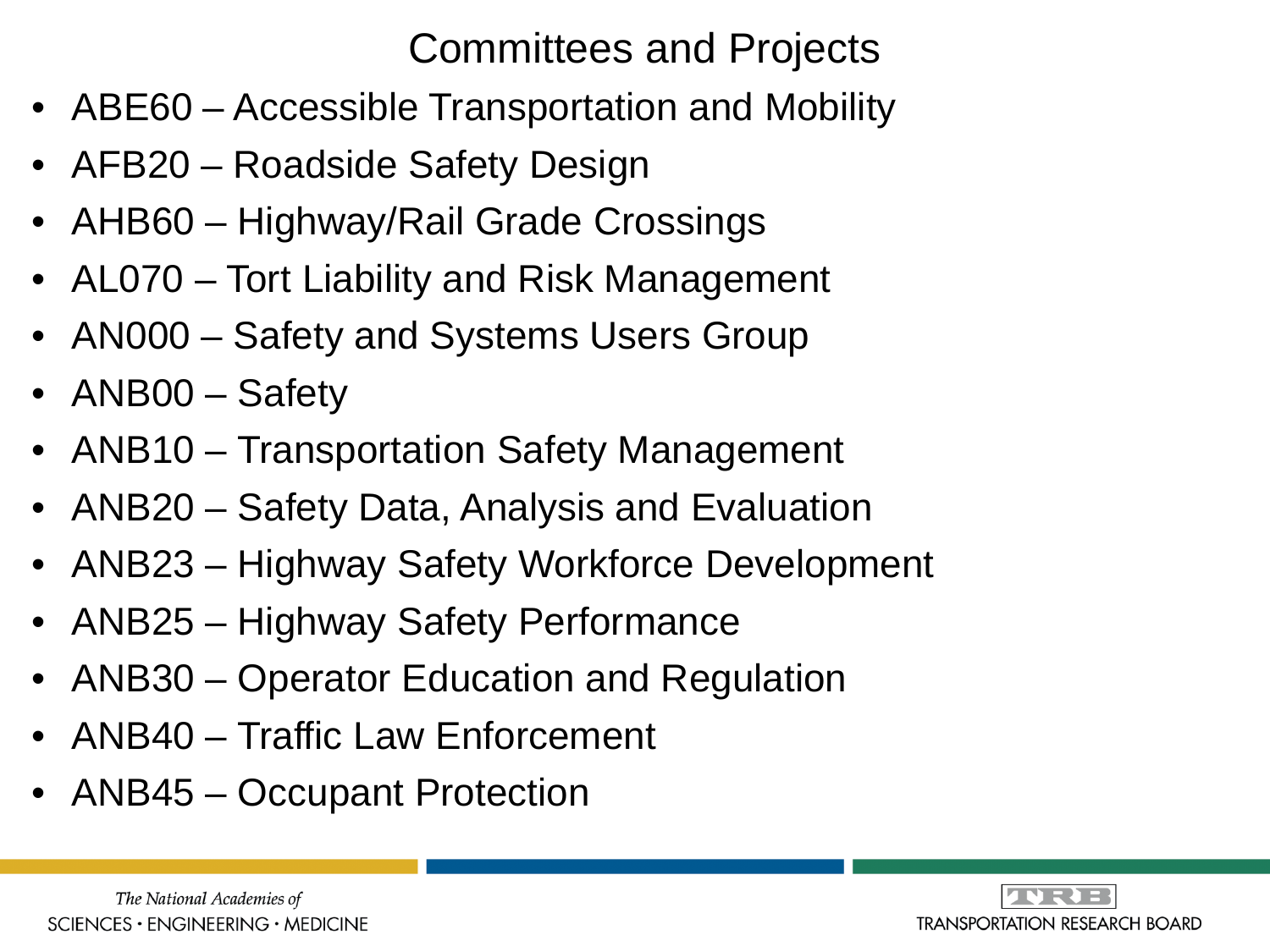# Committees and Projects

- ABE60 – Accessible Transportation and Mobility
- AFB20 – Roadside Safety Design
- AHB60 – Highway/Rail Grade Crossings
- AL070 – Tort Liability and Risk Management
- AN000 – Safety and Systems Users Group
- ANB00 – Safety
- ANB10 – Transportation Safety Management
- ANB20 – Safety Data, Analysis and Evaluation
- ANB23 – Highway Safety Workforce Development
- ANB25 – Highway Safety Performance
- ANB30 – Operator Education and Regulation
- ANB40 – Traffic Law Enforcement
- ANB45 – Occupant Protection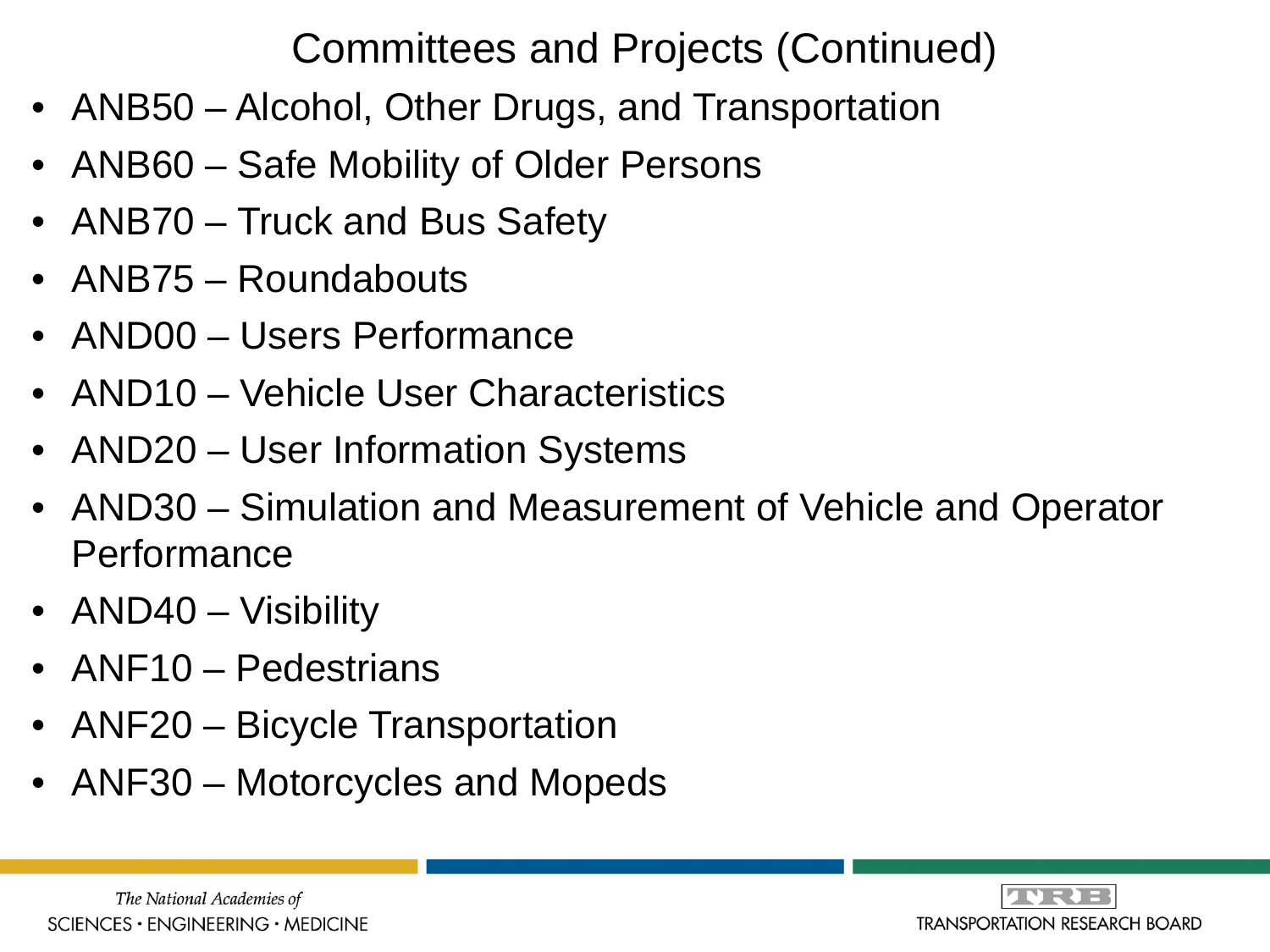# Committees and Projects (Continued)

- ANB50 – Alcohol, Other Drugs, and Transportation
- ANB60 – Safe Mobility of Older Persons
- ANB70 – Truck and Bus Safety
- ANB75 – Roundabouts
- AND00 – Users Performance
- AND10 – Vehicle User Characteristics
- AND20 – User Information Systems
- AND30 – Simulation and Measurement of Vehicle and Operator Performance
- AND40 – Visibility
- ANF10 – Pedestrians
- ANF20 – Bicycle Transportation
- ANF30 – Motorcycles and Mopeds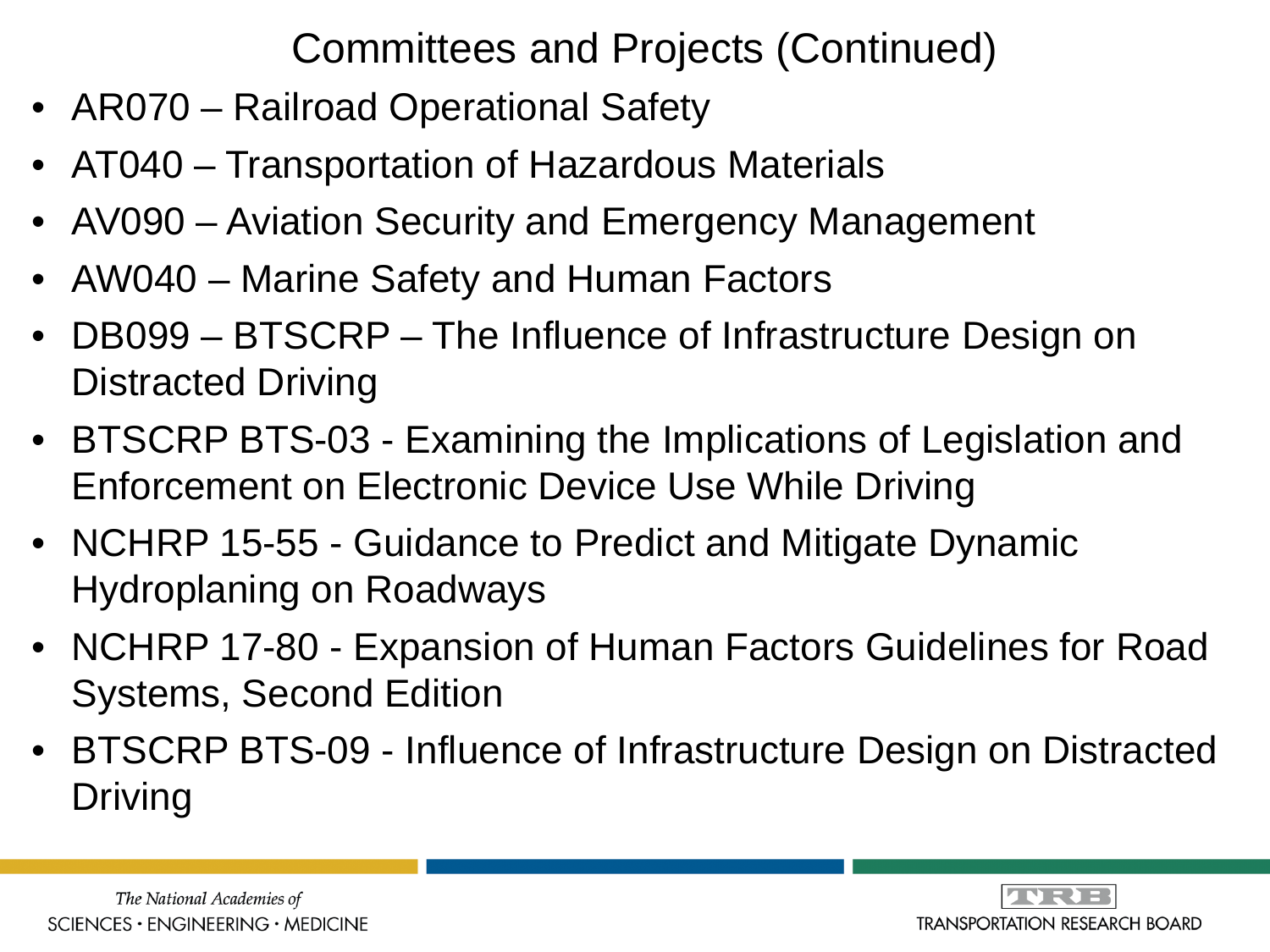# Committees and Projects (Continued)

- AR070 – Railroad Operational Safety
- AT040 – Transportation of Hazardous Materials
- AV090 – Aviation Security and Emergency Management
- AW040 – Marine Safety and Human Factors
- DB099 – BTSCRP – The Influence of Infrastructure Design on Distracted Driving
- BTSCRP BTS-03 - Examining the Implications of Legislation and Enforcement on Electronic Device Use While Driving
- NCHRP 15-55 - Guidance to Predict and Mitigate Dynamic Hydroplaning on Roadways
- NCHRP 17-80 - Expansion of Human Factors Guidelines for Road Systems, Second Edition
- BTSCRP BTS-09 - Influence of Infrastructure Design on Distracted Driving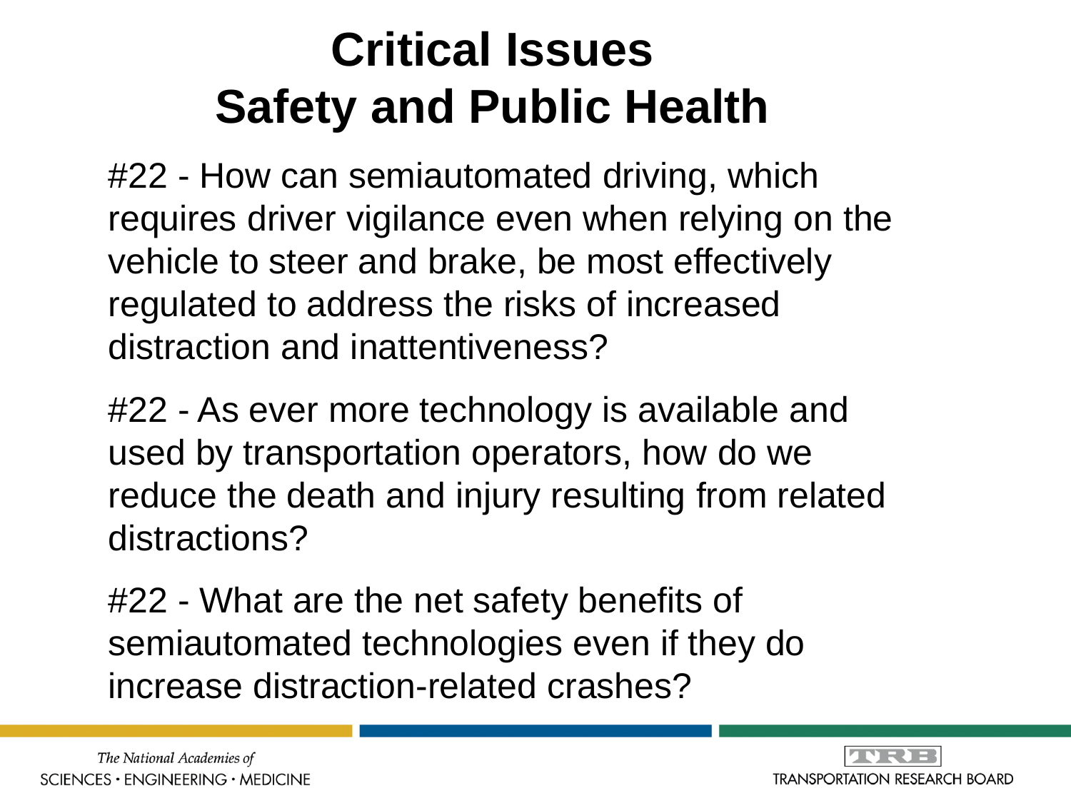# Critical Issues
# Safety and Public Health

#22 - How can semiautomated driving, which requires driver vigilance even when relying on the vehicle to steer and brake, be most effectively regulated to address the risks of increased distraction and inattentiveness?

#22 - As ever more technology is available and used by transportation operators, how do we reduce the death and injury resulting from related distractions?

#22 - What are the net safety benefits of semiautomated technologies even if they do increase distraction-related crashes?